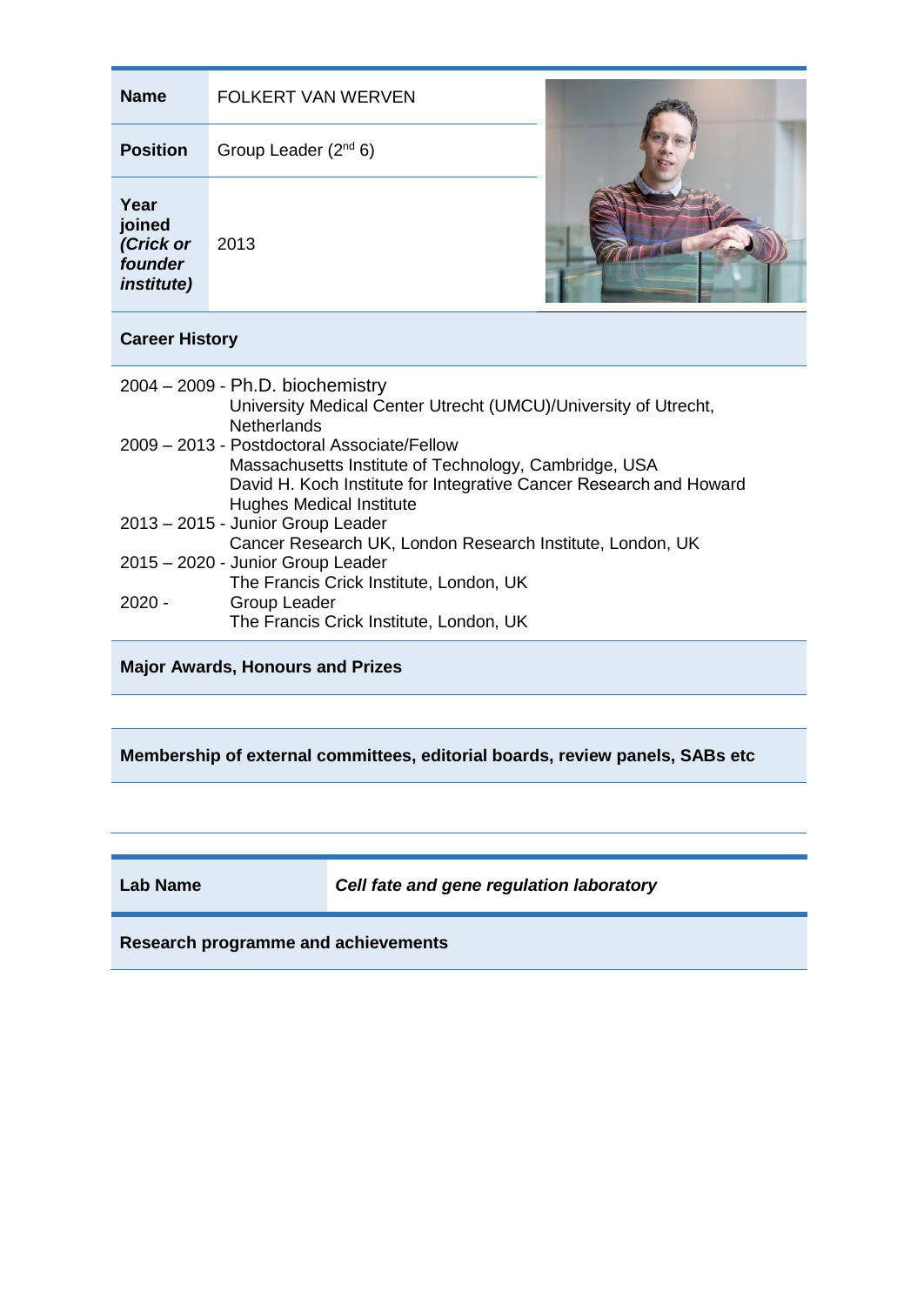| | |
|---|---|
| **Name** | FOLKERT VAN WERVEN |
| **Position** | Group Leader (2nd 6) |
| **Year joined *(Crick or founder institute)*** | 2013 |

**Career History**

2004 – 2009 - Ph.D. biochemistry
University Medical Center Utrecht (UMCU)/University of Utrecht, Netherlands

2009 – 2013 - Postdoctoral Associate/Fellow
Massachusetts Institute of Technology, Cambridge, USA
David H. Koch Institute for Integrative Cancer Research and Howard Hughes Medical Institute

2013 – 2015 - Junior Group Leader
Cancer Research UK, London Research Institute, London, UK

2015 – 2020 - Junior Group Leader
The Francis Crick Institute, London, UK

2020 - Group Leader
The Francis Crick Institute, London, UK

**Major Awards, Honours and Prizes**

**Membership of external committees, editorial boards, review panels, SABs etc**

| | |
|---|---|
| **Lab Name** | ***Cell fate and gene regulation laboratory*** |

**Research programme and achievements**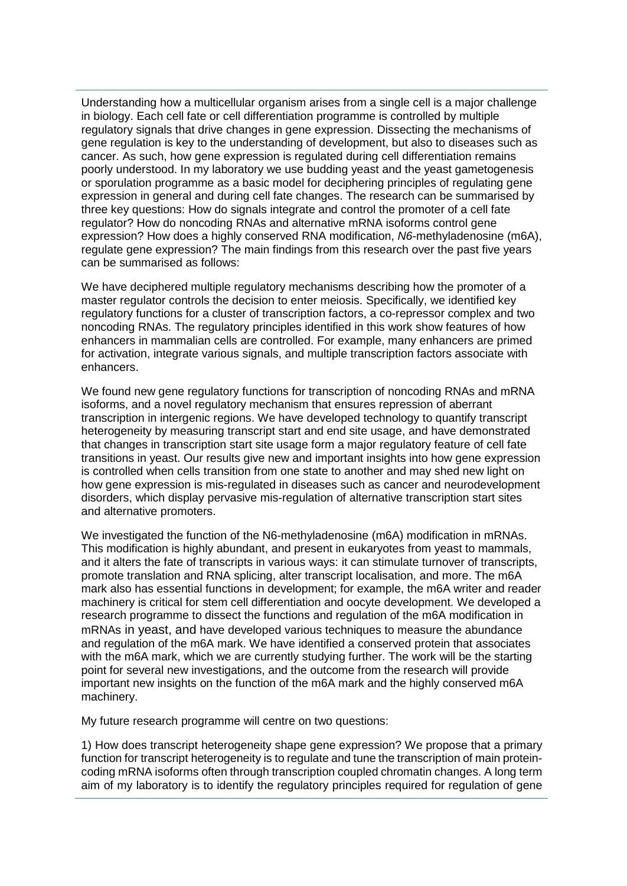Understanding how a multicellular organism arises from a single cell is a major challenge in biology. Each cell fate or cell differentiation programme is controlled by multiple regulatory signals that drive changes in gene expression. Dissecting the mechanisms of gene regulation is key to the understanding of development, but also to diseases such as cancer. As such, how gene expression is regulated during cell differentiation remains poorly understood. In my laboratory we use budding yeast and the yeast gametogenesis or sporulation programme as a basic model for deciphering principles of regulating gene expression in general and during cell fate changes. The research can be summarised by three key questions: How do signals integrate and control the promoter of a cell fate regulator? How do noncoding RNAs and alternative mRNA isoforms control gene expression? How does a highly conserved RNA modification, *N6*-methyladenosine (m6A), regulate gene expression? The main findings from this research over the past five years can be summarised as follows:

We have deciphered multiple regulatory mechanisms describing how the promoter of a master regulator controls the decision to enter meiosis. Specifically, we identified key regulatory functions for a cluster of transcription factors, a co-repressor complex and two noncoding RNAs. The regulatory principles identified in this work show features of how enhancers in mammalian cells are controlled. For example, many enhancers are primed for activation, integrate various signals, and multiple transcription factors associate with enhancers.

We found new gene regulatory functions for transcription of noncoding RNAs and mRNA isoforms, and a novel regulatory mechanism that ensures repression of aberrant transcription in intergenic regions. We have developed technology to quantify transcript heterogeneity by measuring transcript start and end site usage, and have demonstrated that changes in transcription start site usage form a major regulatory feature of cell fate transitions in yeast. Our results give new and important insights into how gene expression is controlled when cells transition from one state to another and may shed new light on how gene expression is mis-regulated in diseases such as cancer and neurodevelopment disorders, which display pervasive mis-regulation of alternative transcription start sites and alternative promoters.

We investigated the function of the N6-methyladenosine (m6A) modification in mRNAs. This modification is highly abundant, and present in eukaryotes from yeast to mammals, and it alters the fate of transcripts in various ways: it can stimulate turnover of transcripts, promote translation and RNA splicing, alter transcript localisation, and more. The m6A mark also has essential functions in development; for example, the m6A writer and reader machinery is critical for stem cell differentiation and oocyte development. We developed a research programme to dissect the functions and regulation of the m6A modification in mRNAs in yeast, and have developed various techniques to measure the abundance and regulation of the m6A mark. We have identified a conserved protein that associates with the m6A mark, which we are currently studying further. The work will be the starting point for several new investigations, and the outcome from the research will provide important new insights on the function of the m6A mark and the highly conserved m6A machinery.

My future research programme will centre on two questions:

1) How does transcript heterogeneity shape gene expression? We propose that a primary function for transcript heterogeneity is to regulate and tune the transcription of main protein-coding mRNA isoforms often through transcription coupled chromatin changes. A long term aim of my laboratory is to identify the regulatory principles required for regulation of gene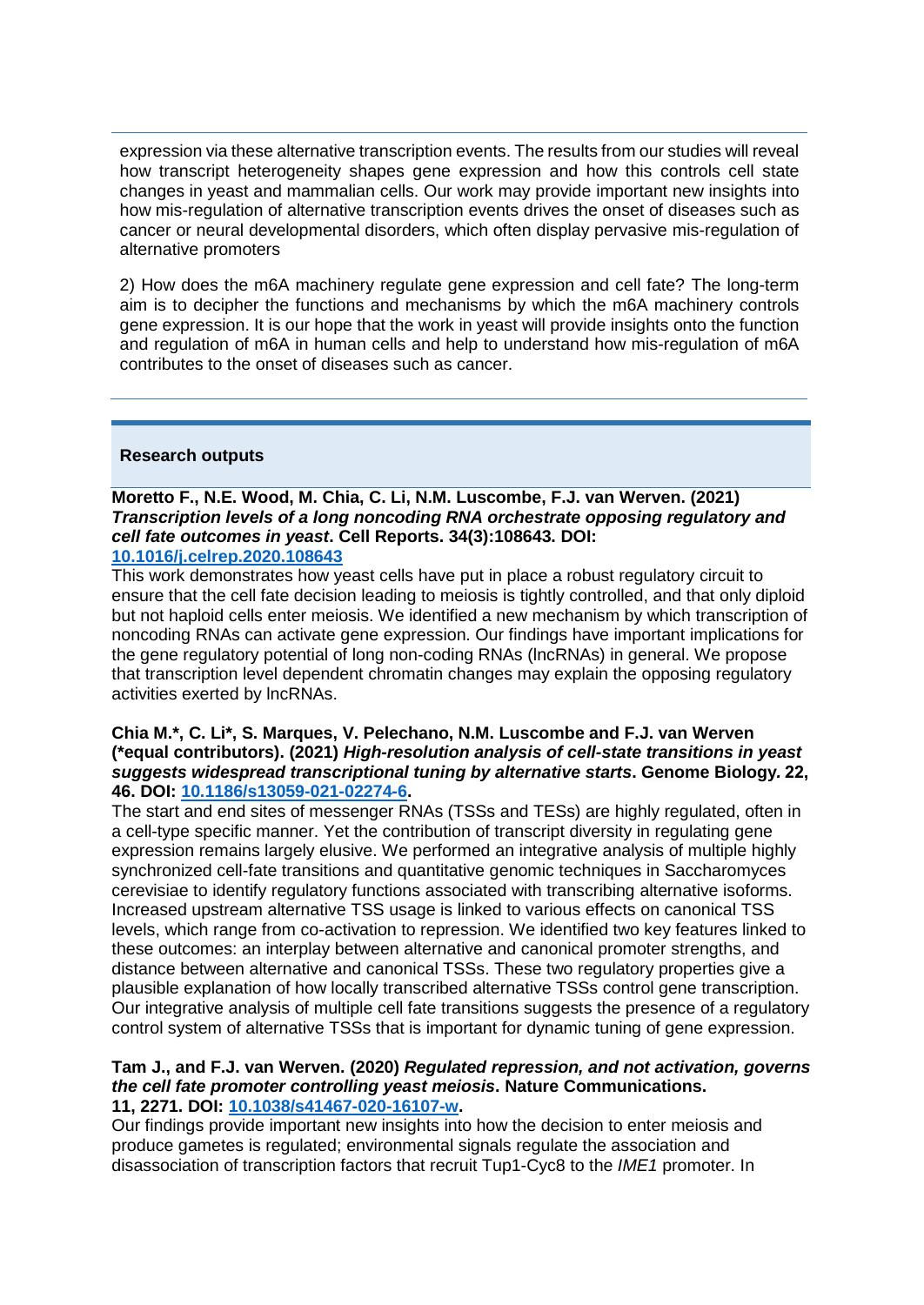expression via these alternative transcription events. The results from our studies will reveal how transcript heterogeneity shapes gene expression and how this controls cell state changes in yeast and mammalian cells. Our work may provide important new insights into how mis-regulation of alternative transcription events drives the onset of diseases such as cancer or neural developmental disorders, which often display pervasive mis-regulation of alternative promoters

2) How does the m6A machinery regulate gene expression and cell fate? The long-term aim is to decipher the functions and mechanisms by which the m6A machinery controls gene expression. It is our hope that the work in yeast will provide insights onto the function and regulation of m6A in human cells and help to understand how mis-regulation of m6A contributes to the onset of diseases such as cancer.

## Research outputs

**Moretto F., N.E. Wood, M. Chia, C. Li, N.M. Luscombe, F.J. van Werven. (2021) *Transcription levels of a long noncoding RNA orchestrate opposing regulatory and cell fate outcomes in yeast*. Cell Reports. 34(3):108643. DOI: [10.1016/j.celrep.2020.108643](https://doi.org/10.1016/j.celrep.2020.108643)**

This work demonstrates how yeast cells have put in place a robust regulatory circuit to ensure that the cell fate decision leading to meiosis is tightly controlled, and that only diploid but not haploid cells enter meiosis. We identified a new mechanism by which transcription of noncoding RNAs can activate gene expression. Our findings have important implications for the gene regulatory potential of long non-coding RNAs (lncRNAs) in general. We propose that transcription level dependent chromatin changes may explain the opposing regulatory activities exerted by lncRNAs.

**Chia M.*, C. Li*, S. Marques, V. Pelechano, N.M. Luscombe and F.J. van Werven (*equal contributors). (2021) *High-resolution analysis of cell-state transitions in yeast suggests widespread transcriptional tuning by alternative starts*. Genome Biology. 22, 46. DOI: [10.1186/s13059-021-02274-6](https://doi.org/10.1186/s13059-021-02274-6).**

The start and end sites of messenger RNAs (TSSs and TESs) are highly regulated, often in a cell-type specific manner. Yet the contribution of transcript diversity in regulating gene expression remains largely elusive. We performed an integrative analysis of multiple highly synchronized cell-fate transitions and quantitative genomic techniques in Saccharomyces cerevisiae to identify regulatory functions associated with transcribing alternative isoforms. Increased upstream alternative TSS usage is linked to various effects on canonical TSS levels, which range from co-activation to repression. We identified two key features linked to these outcomes: an interplay between alternative and canonical promoter strengths, and distance between alternative and canonical TSSs. These two regulatory properties give a plausible explanation of how locally transcribed alternative TSSs control gene transcription. Our integrative analysis of multiple cell fate transitions suggests the presence of a regulatory control system of alternative TSSs that is important for dynamic tuning of gene expression.

**Tam J., and F.J. van Werven. (2020) *Regulated repression, and not activation, governs the cell fate promoter controlling yeast meiosis*. Nature Communications. 11, 2271. DOI: [10.1038/s41467-020-16107-w](https://doi.org/10.1038/s41467-020-16107-w).**

Our findings provide important new insights into how the decision to enter meiosis and produce gametes is regulated; environmental signals regulate the association and disassociation of transcription factors that recruit Tup1-Cyc8 to the *IME1* promoter. In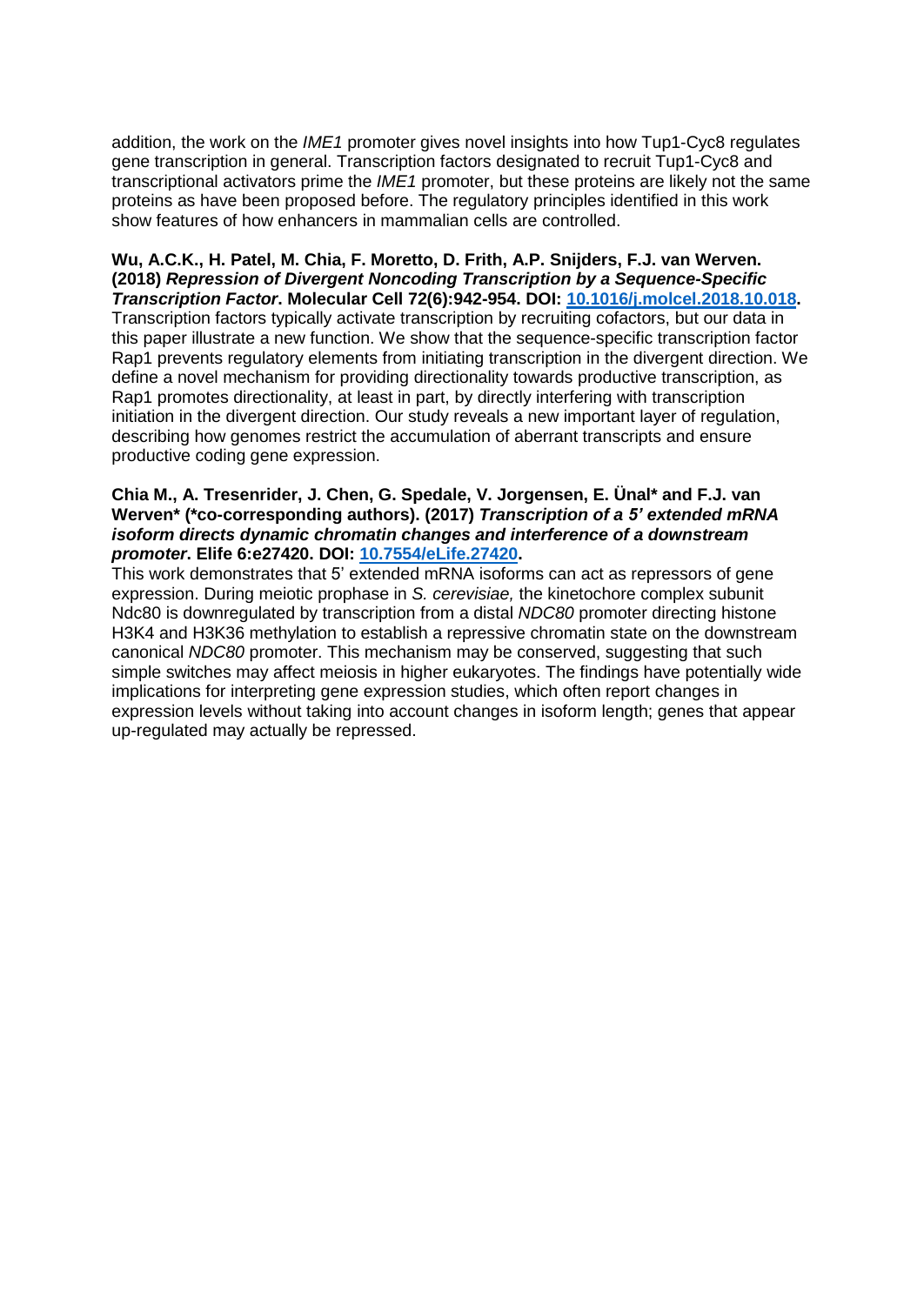addition, the work on the *IME1* promoter gives novel insights into how Tup1-Cyc8 regulates gene transcription in general. Transcription factors designated to recruit Tup1-Cyc8 and transcriptional activators prime the *IME1* promoter, but these proteins are likely not the same proteins as have been proposed before. The regulatory principles identified in this work show features of how enhancers in mammalian cells are controlled.

**Wu, A.C.K., H. Patel, M. Chia, F. Moretto, D. Frith, A.P. Snijders, F.J. van Werven. (2018) *Repression of Divergent Noncoding Transcription by a Sequence-Specific Transcription Factor*. Molecular Cell 72(6):942-954. DOI: [10.1016/j.molcel.2018.10.018](https://doi.org/10.1016/j.molcel.2018.10.018).**
Transcription factors typically activate transcription by recruiting cofactors, but our data in this paper illustrate a new function. We show that the sequence-specific transcription factor Rap1 prevents regulatory elements from initiating transcription in the divergent direction. We define a novel mechanism for providing directionality towards productive transcription, as Rap1 promotes directionality, at least in part, by directly interfering with transcription initiation in the divergent direction. Our study reveals a new important layer of regulation, describing how genomes restrict the accumulation of aberrant transcripts and ensure productive coding gene expression.

**Chia M., A. Tresenrider, J. Chen, G. Spedale, V. Jorgensen, E. Ünal* and F.J. van Werven* (*co-corresponding authors). (2017) *Transcription of a 5' extended mRNA isoform directs dynamic chromatin changes and interference of a downstream promoter*. Elife 6:e27420. DOI: [10.7554/eLife.27420](https://doi.org/10.7554/eLife.27420).**
This work demonstrates that 5' extended mRNA isoforms can act as repressors of gene expression. During meiotic prophase in *S. cerevisiae,* the kinetochore complex subunit Ndc80 is downregulated by transcription from a distal *NDC80* promoter directing histone H3K4 and H3K36 methylation to establish a repressive chromatin state on the downstream canonical *NDC80* promoter. This mechanism may be conserved, suggesting that such simple switches may affect meiosis in higher eukaryotes. The findings have potentially wide implications for interpreting gene expression studies, which often report changes in expression levels without taking into account changes in isoform length; genes that appear up-regulated may actually be repressed.